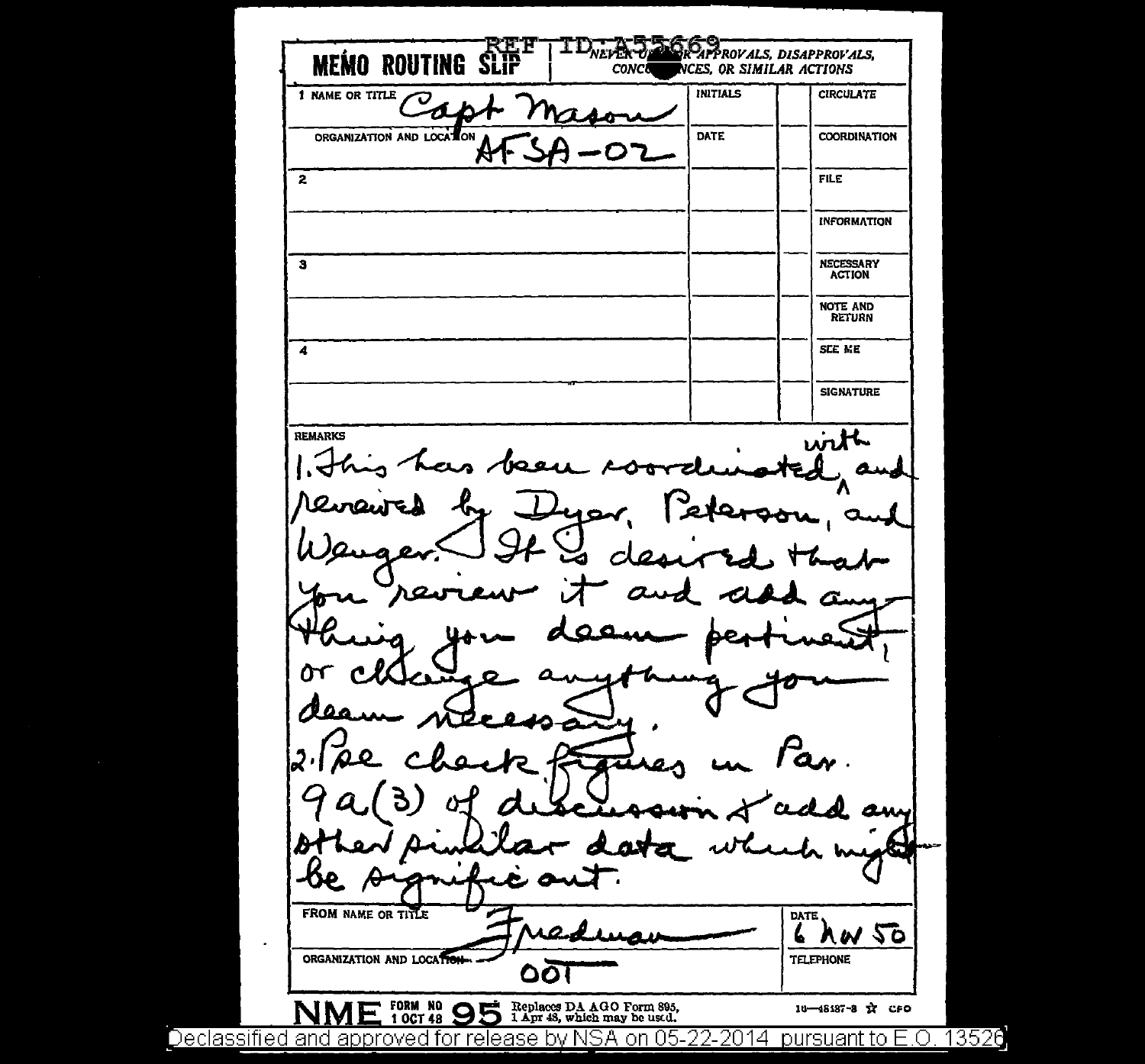REF ID:A55669

# MEMO ROUTING SLIP

NEVER USE FOR APPROVALS, DISAPPROVALS, CONCURRENCES, OR SIMILAR ACTIONS

| | INITIALS | | |
|---|---|---|---|
| 1 NAME OR TITLE: Capt Mason | INITIALS | | CIRCULATE |
| ORGANIZATION AND LOCATION: AFSA-02 | DATE | | COORDINATION |
| 2 | | | FILE |
| | | | INFORMATION |
| 3 | | | NECESSARY ACTION |
| | | | NOTE AND RETURN |
| 4 | | | SEE ME |
| | | | SIGNATURE |

REMARKS

1. This has been coordinated with, and reviewed by Dyer, Peterson, and Wenger. It is desired that you review it and add anything you deem pertinent, or change anything you deem necessary.

2. Pse check figures in Par. 9a(3) of discussion & add any other similar data which might be significant.

| FROM NAME OR TITLE | DATE |
|---|---|
| Friedman | 6 Nov 50 |
| ORGANIZATION AND LOCATION: OOT | TELEPHONE |

NME FORM NO 95, 1 OCT 48 — Replaces DA AGO Form 895, 1 Apr 48, which may be used.

16—48187-3 ☆ GPO

Declassified and approved for release by NSA on 05-22-2014 pursuant to E.O. 13526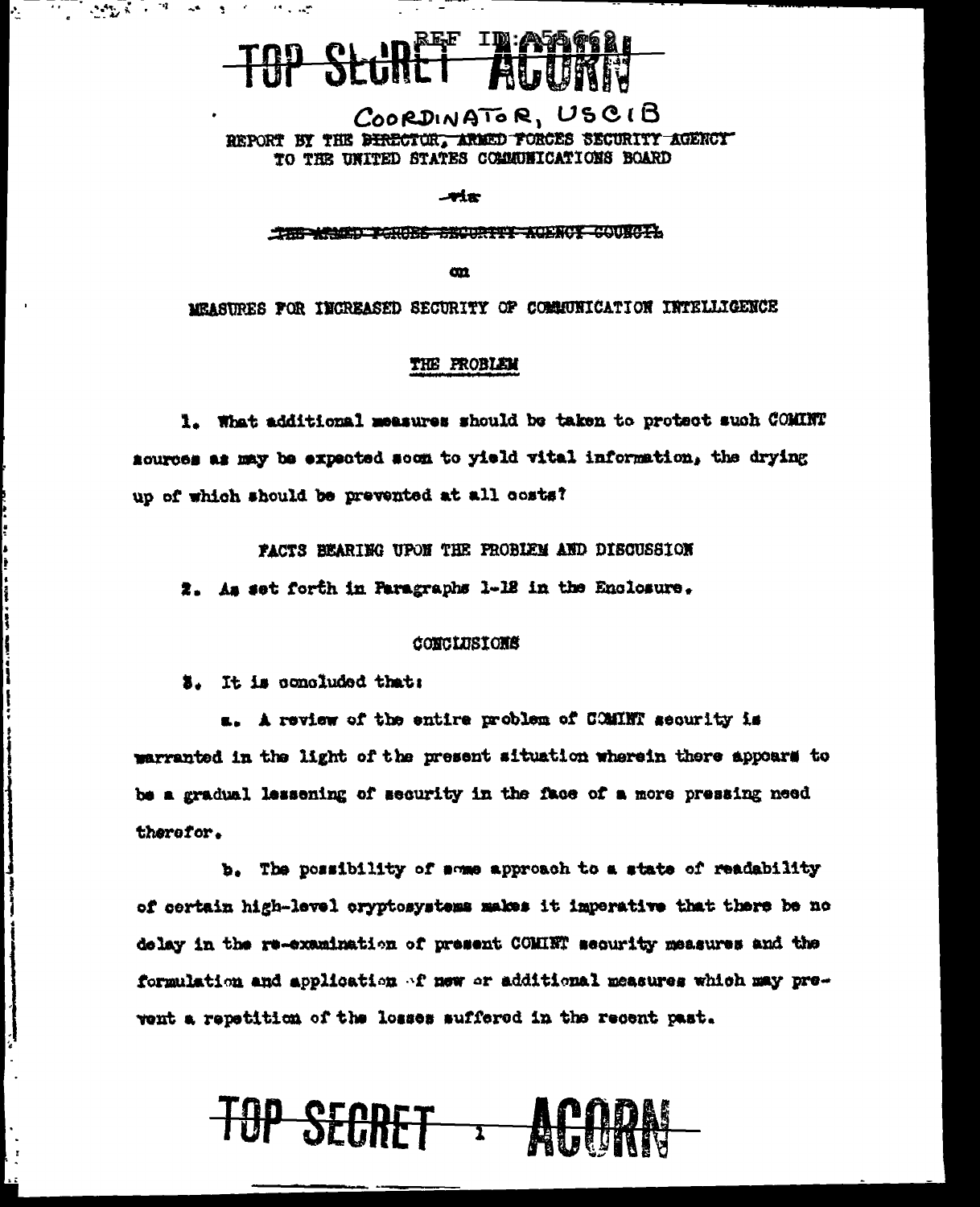TOP SECRET ACORN

COORDINATOR, USCIB

REPORT BY THE ~~DIRECTOR, ARMED FORCES SECURITY AGENCY~~
TO THE UNITED STATES COMMUNICATIONS BOARD

~~via~~

~~THE ARMED FORCES SECURITY AGENCY COUNCIL~~

on

MEASURES FOR INCREASED SECURITY OF COMMUNICATION INTELLIGENCE

## THE PROBLEM

1. What additional measures should be taken to protect such COMINT sources as may be expected soon to yield vital information, the drying up of which should be prevented at all costs?

## FACTS BEARING UPON THE PROBLEM AND DISCUSSION

2. As set forth in Paragraphs 1-12 in the Enclosure.

## CONCLUSIONS

3. It is concluded that:

a. A review of the entire problem of COMINT security is warranted in the light of the present situation wherein there appears to be a gradual lessening of security in the face of a more pressing need therefor.

b. The possibility of some approach to a state of readability of certain high-level cryptosystems makes it imperative that there be no delay in the re-examination of present COMINT security measures and the formulation and application of new or additional measures which may prevent a repetition of the losses suffered in the recent past.

TOP SECRET ACORN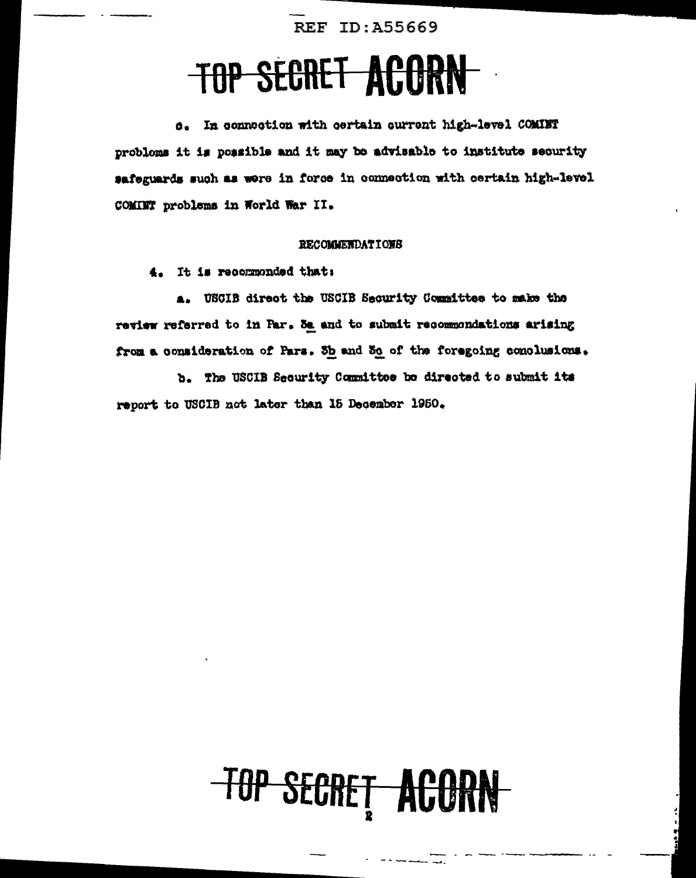REF ID:A55669

TOP SECRET ACORN

c. In connection with certain current high-level COMINT problems it is possible and it may be advisable to institute security safeguards such as were in force in connection with certain high-level COMINT problems in World War II.

RECOMMENDATIONS

4. It is recommended that:

a. USCIB direct the USCIB Security Committee to make the review referred to in Par. 3a and to submit recommendations arising from a consideration of Pars. 3b and 3c of the foregoing conclusions.

b. The USCIB Security Committee be directed to submit its report to USCIB not later than 15 December 1950.

TOP SECRET ACORN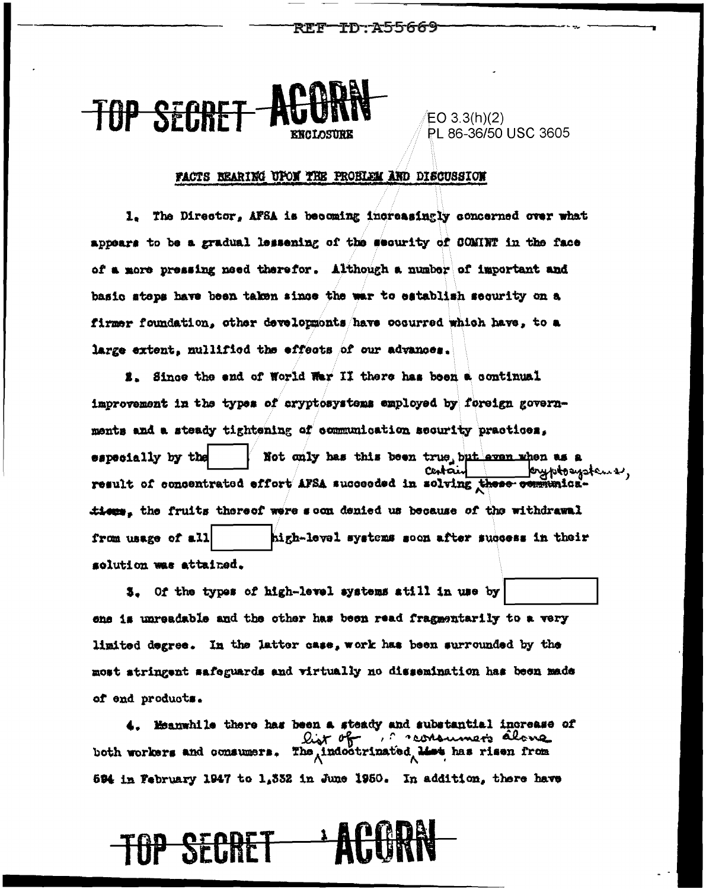TOP SECRET ACORN

ENCLOSURE

EO 3.3(h)(2)
PL 86-36/50 USC 3605

## FACTS BEARING UPON THE PROBLEM AND DISCUSSION

1. The Director, AFSA is becoming increasingly concerned over what appears to be a gradual lessening of the security of COMINT in the face of a more pressing need therefor. Although a number of important and basic steps have been taken since the war to establish security on a firmer foundation, other developments have occurred which have, to a large extent, nullified the effects of our advances.

2. Since the end of World War II there has been a continual improvement in the types of cryptosystems employed by foreign governments and a steady tightening of communication security practices, especially by the [ ] Not only has this been true, but even when as a result of concentrated effort AFSA succeeded in solving ~~these communications~~ certain [ ] cryptosystems, the fruits thereof were soon denied us because of the withdrawal from usage of all [ ] high-level systems soon after success in their solution was attained.

3. Of the types of high-level systems still in use by [ ] one is unreadable and the other has been read fragmentarily to a very limited degree. In the latter case, work has been surrounded by the most stringent safeguards and virtually no dissemination has been made of end products.

4. Meanwhile there has been a steady and substantial increase of both workers and consumers. The list of indoctrinated ~~list~~ consumers alone has risen from 594 in February 1947 to 1,332 in June 1950. In addition, there have

TOP SECRET ACORN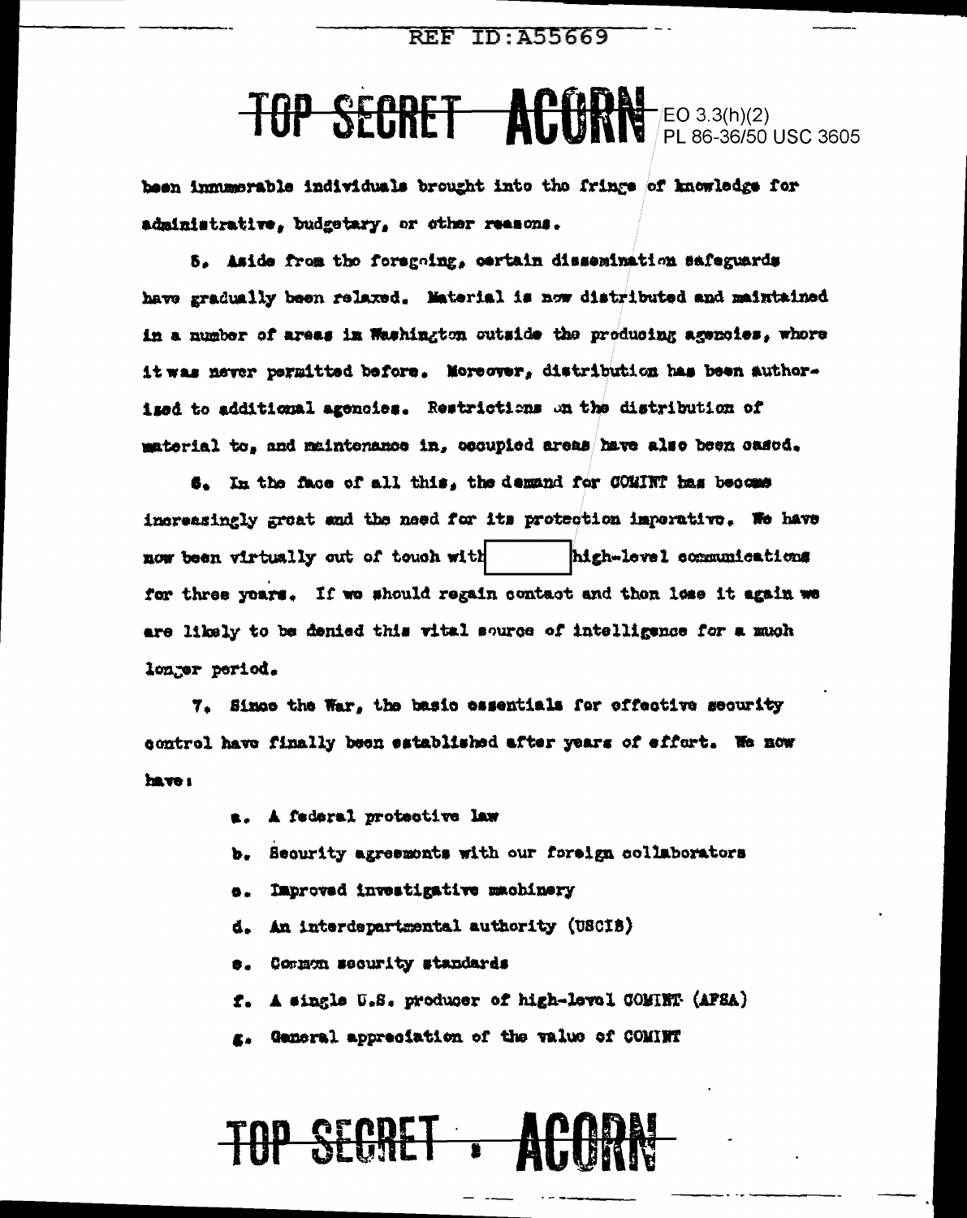been innumerable individuals brought into the fringe of knowledge for administrative, budgetary, or other reasons.

5. Aside from the foregoing, certain dissemination safeguards have gradually been relaxed. Material is now distributed and maintained in a number of areas in Washington outside the producing agencies, where it was never permitted before. Moreover, distribution has been authorized to additional agencies. Restrictions on the distribution of material to, and maintenance in, occupied areas have also been eased.

6. In the face of all this, the demand for COMINT has become increasingly great and the need for its protection imperative. We have now been virtually out of touch with [redacted] high-level communications for three years. If we should regain contact and then lose it again we are likely to be denied this vital source of intelligence for a much longer period.

7. Since the War, the basic essentials for effective security control have finally been established after years of effort. We now have:

a. A federal protective law

b. Security agreements with our foreign collaborators

c. Improved investigative machinery

d. An interdepartmental authority (USCIB)

e. Common security standards

f. A single U.S. producer of high-level COMINT (AFSA)

g. General appreciation of the value of COMINT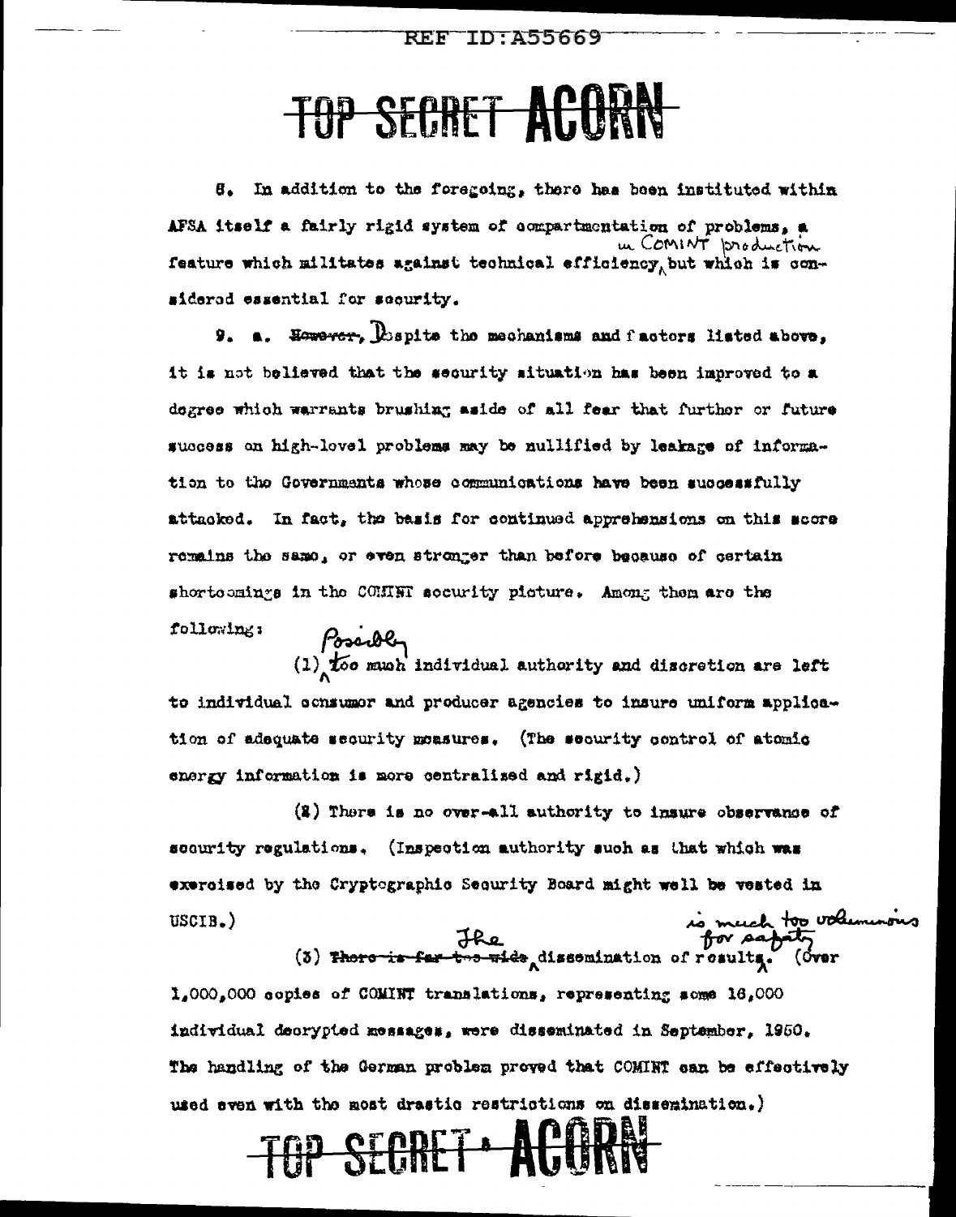**TOP SECRET ACORN**

8. In addition to the foregoing, there has been instituted within AFSA itself a fairly rigid system of compartmentation of problems, a feature which militates against technical efficiency in COMINT production but which is considered essential for security.

9. a. Despite the mechanisms and factors listed above, it is not believed that the security situation has been improved to a degree which warrants brushing aside of all fear that further or future success on high-level problems may be nullified by leakage of information to the Governments whose communications have been successfully attacked. In fact, the basis for continued apprehensions on this score remains the same, or even stronger than before because of certain shortcomings in the COMINT security picture. Among them are the following:

(1) Possibly too much individual authority and discretion are left to individual consumer and producer agencies to insure uniform application of adequate security measures. (The security control of atomic energy information is more centralized and rigid.)

(2) There is no over-all authority to insure observance of security regulations. (Inspection authority such as that which was exercised by the Cryptographic Security Board might well be vested in USCIB.)

(3) The dissemination of results is much too voluminous for safety. (Over 1,000,000 copies of COMINT translations, representing some 16,000 individual decrypted messages, were disseminated in September, 1950. The handling of the German problem proved that COMINT can be effectively used even with the most drastic restrictions on dissemination.)

**TOP SECRET ACORN**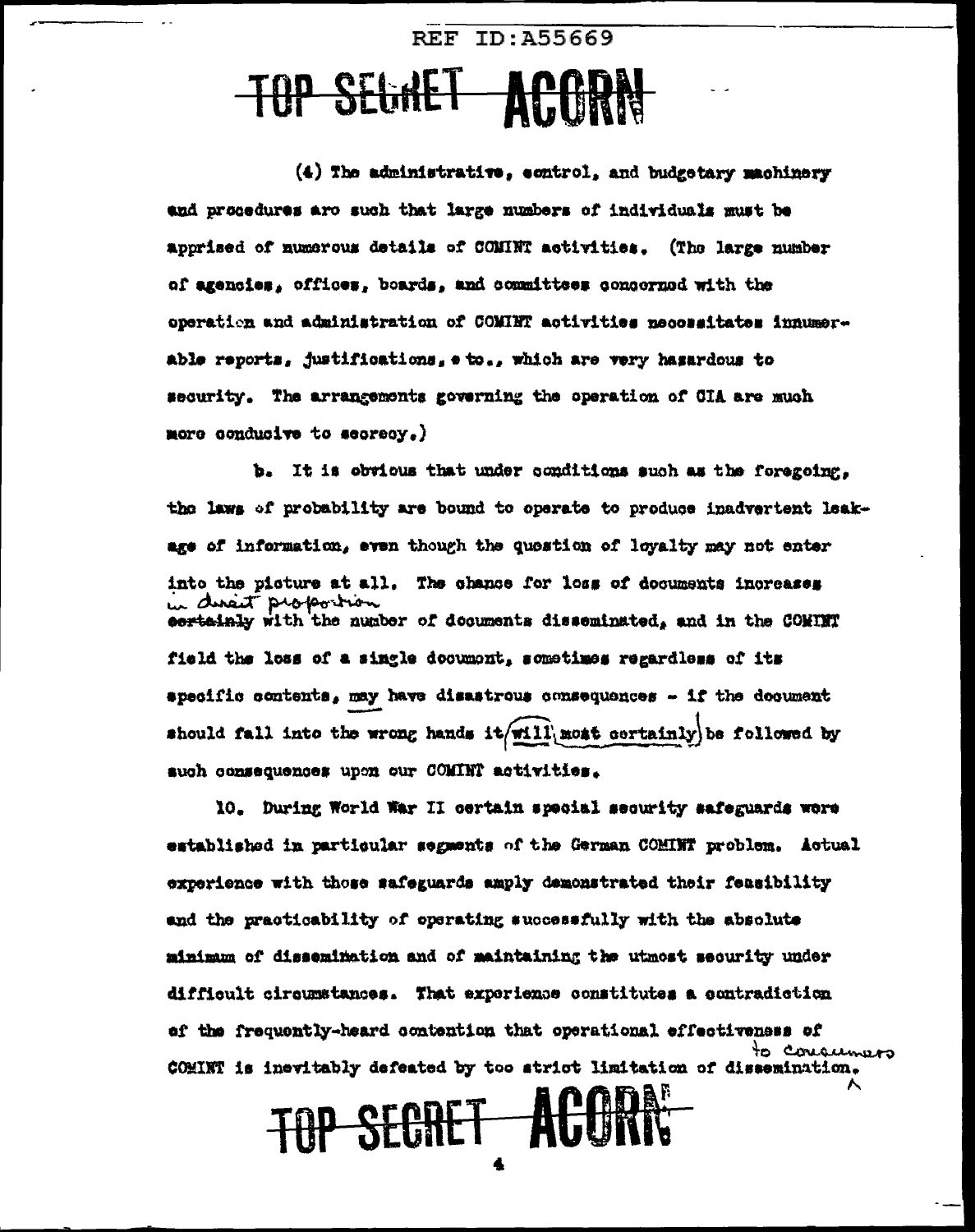(4) The administrative, control, and budgetary machinery and procedures are such that large numbers of individuals must be apprised of numerous details of COMINT activities. (The large number of agencies, offices, boards, and committees concerned with the operation and administration of COMINT activities necessitates innumerable reports, justifications, etc., which are very hazardous to security. The arrangements governing the operation of CIA are much more conducive to secrecy.)

b. It is obvious that under conditions such as the foregoing, the laws of probability are bound to operate to produce inadvertent leakage of information, even though the question of loyalty may not enter into the picture at all. The chance for loss of documents increases ~~certainly~~ in direct proportion with the number of documents disseminated, and in the COMINT field the loss of a single document, sometimes regardless of its specific contents, may have disastrous consequences - if the document should fall into the wrong hands it will most certainly be followed by such consequences upon our COMINT activities.

10. During World War II certain special security safeguards were established in particular segments of the German COMINT problem. Actual experience with those safeguards amply demonstrated their feasibility and the practicability of operating successfully with the absolute minimum of dissemination and of maintaining the utmost security under difficult circumstances. That experience constitutes a contradiction of the frequently-heard contention that operational effectiveness of COMINT is inevitably defeated by too strict limitation of dissemination to consumers.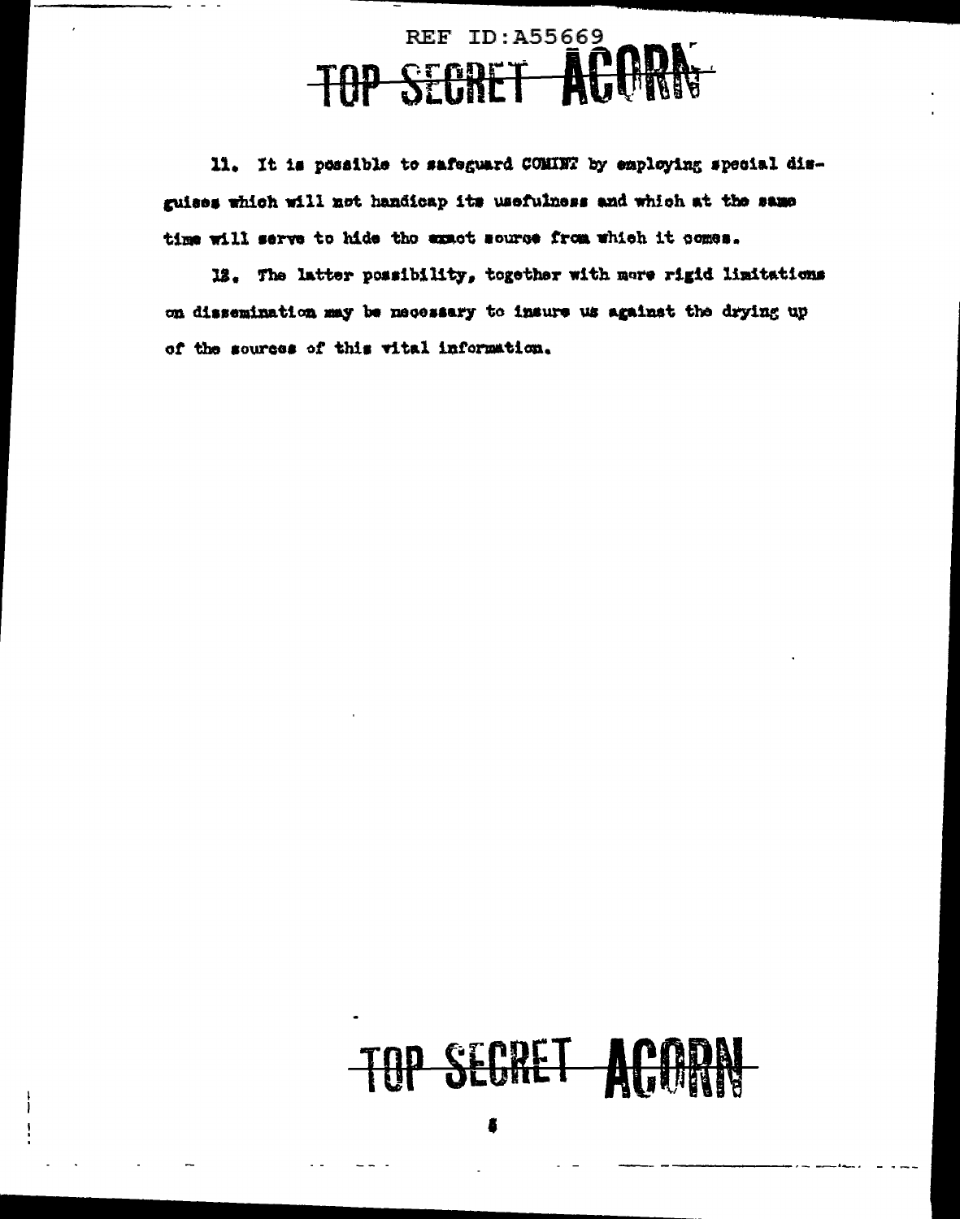11. It is possible to safeguard COMINT by employing special disguises which will not handicap its usefulness and which at the same time will serve to hide the exact source from which it comes.

12. The latter possibility, together with more rigid limitations on dissemination may be necessary to insure us against the drying up of the sources of this vital information.